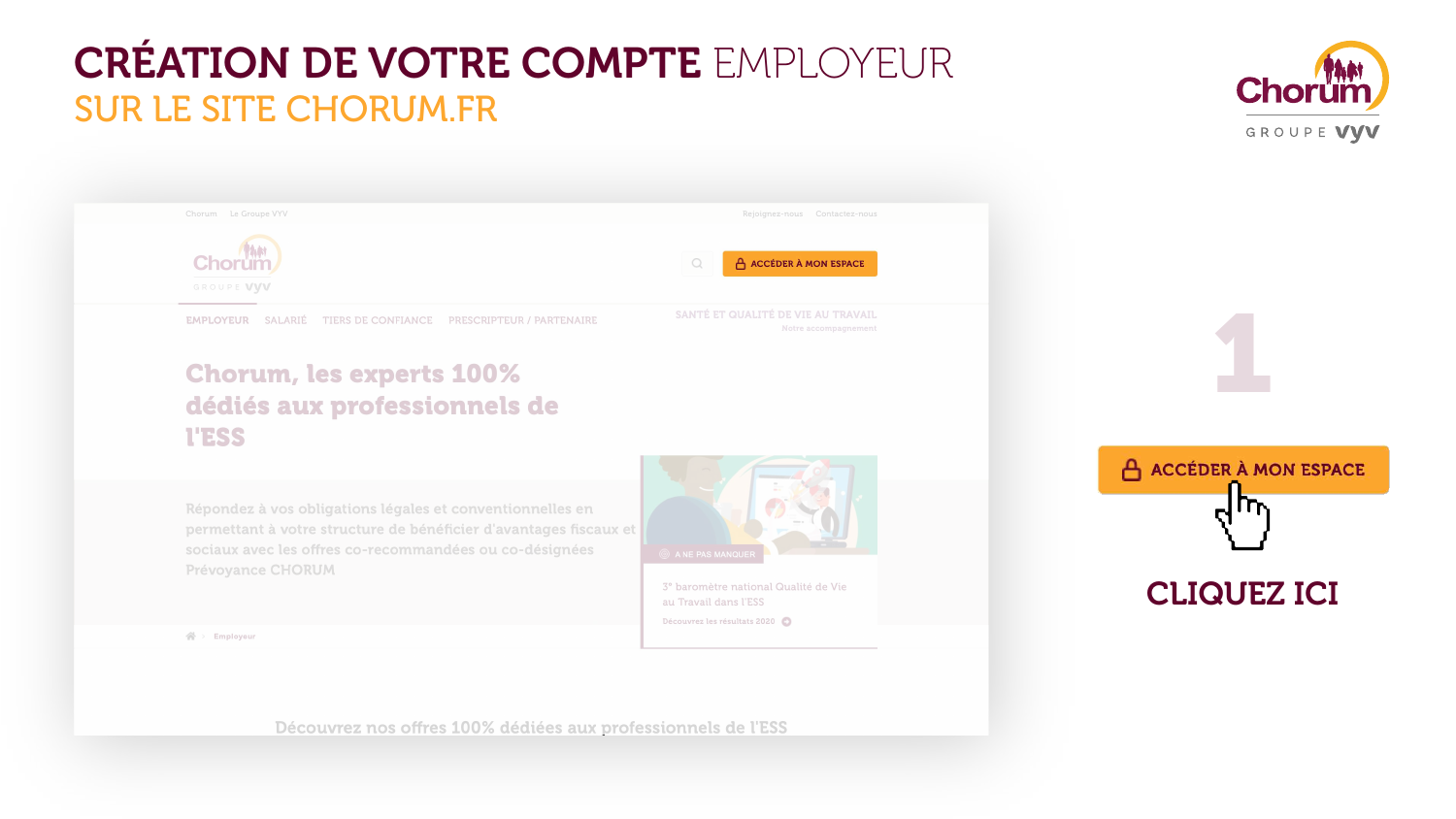# CRÉATION DE VOTRE COMPTE EMPLOYEUR

## SUR LE SITE CHORUM.FR

Chorum · Le Groupe VYV · Rejoignez-nous · Contactez-nous

Chorum GROUPE VYV

ACCÉDER À MON ESPACE

EMPLOYEUR · SALARIÉ · TIERS DE CONFIANCE · PRESCRIPTEUR / PARTENAIRE · SANTÉ ET QUALITÉ DE VIE AU TRAVAIL · Notre accompagnement

**Chorum, les experts 100% dédiés aux professionnels de l'ESS**

Répondez à vos obligations légales et conventionnelles en permettant à votre structure de bénéficier d'avantages fiscaux et sociaux avec les offres co-recommandées ou co-désignées Prévoyance CHORUM

A NE PAS MANQUER

3e baromètre national Qualité de Vie au Travail dans l'ESS

Découvrez les résultats 2020

Employeur

Découvrez nos offres 100% dédiées aux professionnels de l'ESS

## 1

ACCÉDER À MON ESPACE

**CLIQUEZ ICI**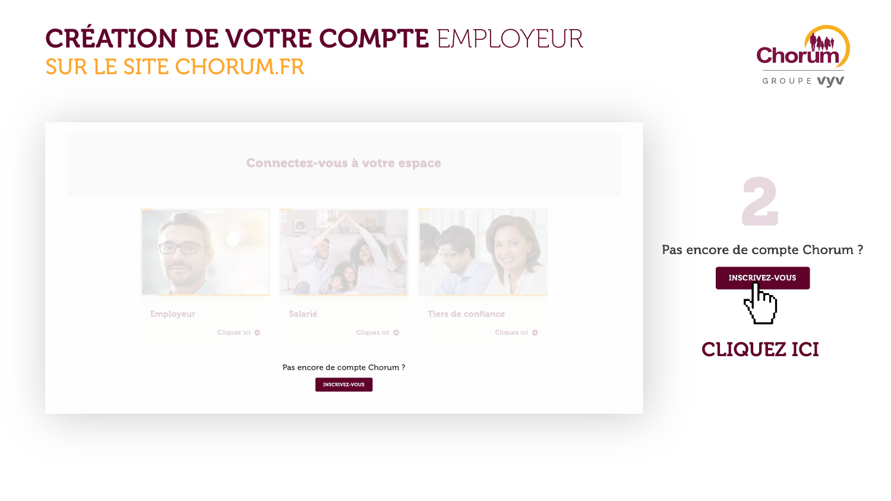# CRÉATION DE VOTRE COMPTE EMPLOYEUR

## SUR LE SITE CHORUM.FR

Connectez-vous à votre espace

Employeur — Cliquez ici

Salarié — Cliquez ici

Tiers de confiance — Cliquez ici

Pas encore de compte Chorum ?

INSCRIVEZ-VOUS

2

Pas encore de compte Chorum ?

INSCRIVEZ-VOUS

CLIQUEZ ICI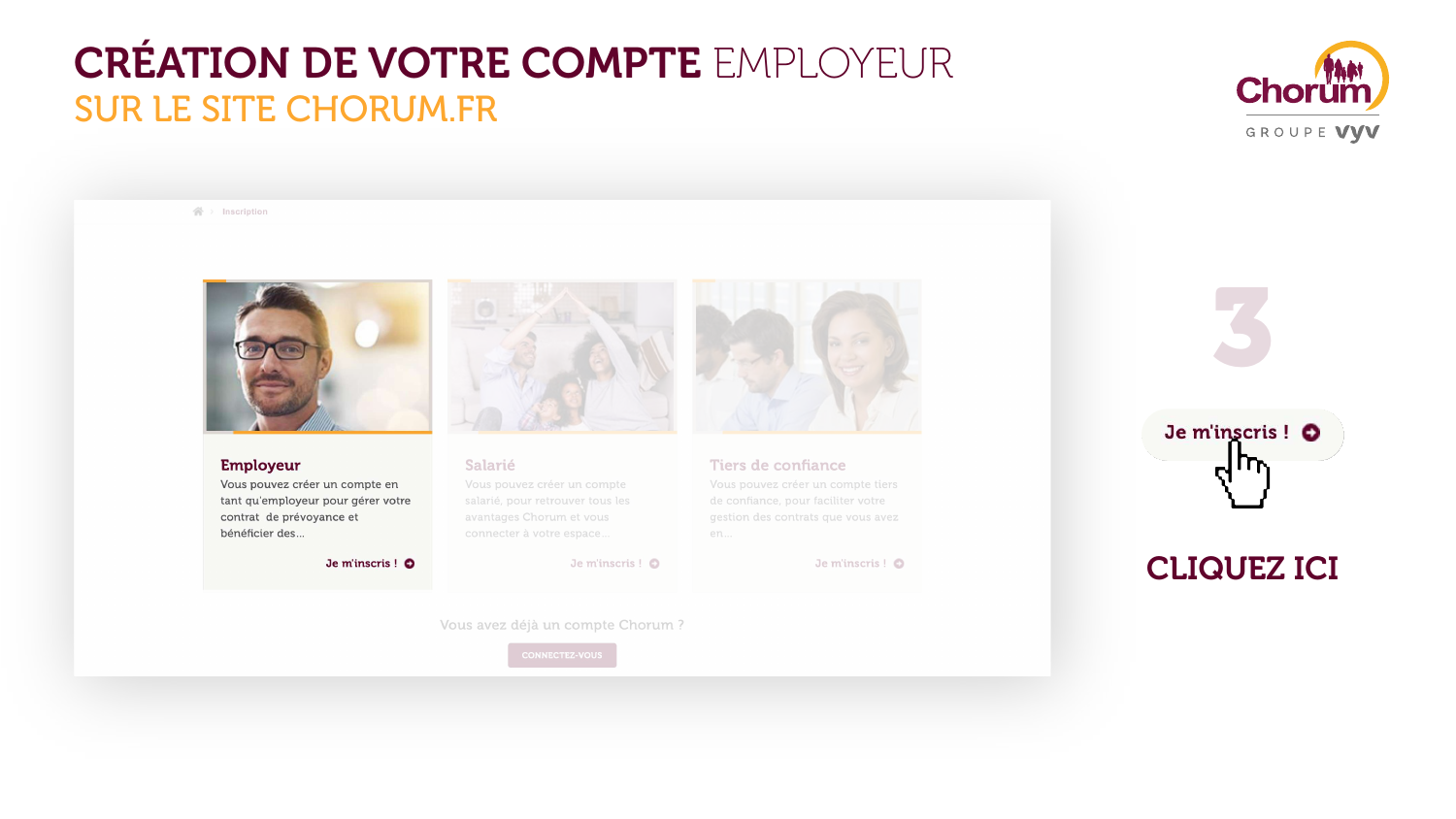# CRÉATION DE VOTRE COMPTE EMPLOYEUR

## SUR LE SITE CHORUM.FR

Inscription

**Employeur**

Vous pouvez créer un compte en tant qu'employeur pour gérer votre contrat de prévoyance et bénéficier des...

Je m'inscris !

**Salarié**

Vous pouvez créer un compte salarié, pour retrouver tous les avantages Chorum et vous connecter à votre espace...

Je m'inscris !

**Tiers de confiance**

Vous pouvez créer un compte tiers de confiance, pour faciliter votre gestion des contrats que vous avez en...

Je m'inscris !

Vous avez déjà un compte Chorum ?

CONNECTEZ-VOUS

3

Je m'inscris !

**CLIQUEZ ICI**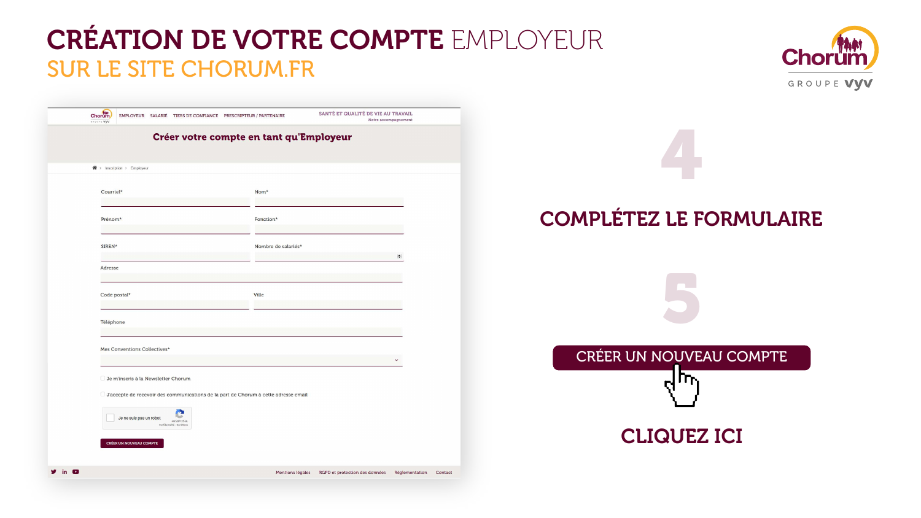# CRÉATION DE VOTRE COMPTE EMPLOYEUR

## SUR LE SITE CHORUM.FR

Chorum GROUPE VYV

EMPLOYEUR | SALARIÉ | TIERS DE CONFIANCE | PRESCRIPTEUR / PARTENAIRE | SANTÉ ET QUALITÉ DE VIE AU TRAVAIL Notre accompagnement

### Créer votre compte en tant qu'Employeur

Inscription > Employeur

- Courriel*
- Nom*
- Prénom*
- Fonction*
- SIREN*
- Nombre de salariés*
- Adresse
- Code postal*
- Ville
- Téléphone
- Mes Conventions Collectives*

☐ Je m'inscris à la Newsletter Chorum

☐ J'accepte de recevoir des communications de la part de Chorum à cette adresse email

☐ Je ne suis pas un robot

CRÉER UN NOUVEAU COMPTE

Mentions légales | RGPD et protection des données | Réglementation | Contact

## 4

## COMPLÉTEZ LE FORMULAIRE

## 5

CRÉER UN NOUVEAU COMPTE

## CLIQUEZ ICI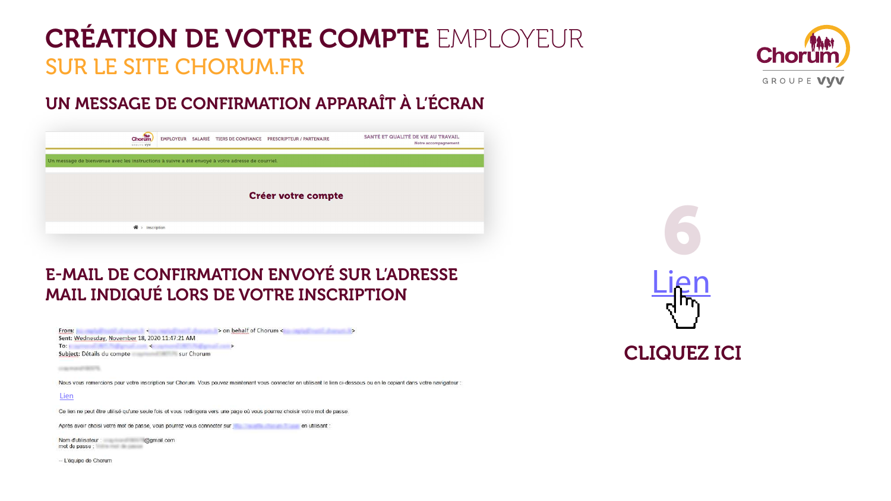# CRÉATION DE VOTRE COMPTE EMPLOYEUR

## SUR LE SITE CHORUM.FR

### UN MESSAGE DE CONFIRMATION APPARAÎT À L'ÉCRAN

EMPLOYEUR | SALARIÉ | TIERS DE CONFIANCE | PRESCRIPTEUR / PARTENAIRE | SANTÉ ET QUALITÉ DE VIE AU TRAVAIL Notre accompagnement

Un message de bienvenue avec les instructions à suivre a été envoyé à votre adresse de courriel.

**Créer votre compte**

Inscription

### E-MAIL DE CONFIRMATION ENVOYÉ SUR L'ADRESSE MAIL INDIQUÉ LORS DE VOTRE INSCRIPTION

From: on behalf of Chorum
Sent: Wednesday, November 18, 2020 11:47:21 AM
To:
Subject: Détails du compte sur Chorum

Nous vous remercions pour votre inscription sur Chorum. Vous pouvez maintenant vous connecter en utilisant le lien ci-dessous ou en le copiant dans votre navigateur :

Lien

Ce lien ne peut être utilisé qu'une seule fois et vous redirigera vers une page où vous pourrez choisir votre mot de passe.

Après avoir choisi votre mot de passe, vous pourrez vous connecter sur en utilisant :

Nom d'utilisateur : @gmail.com
mot de passe :

-- L'équipe de Chorum

6

Lien

**CLIQUEZ ICI**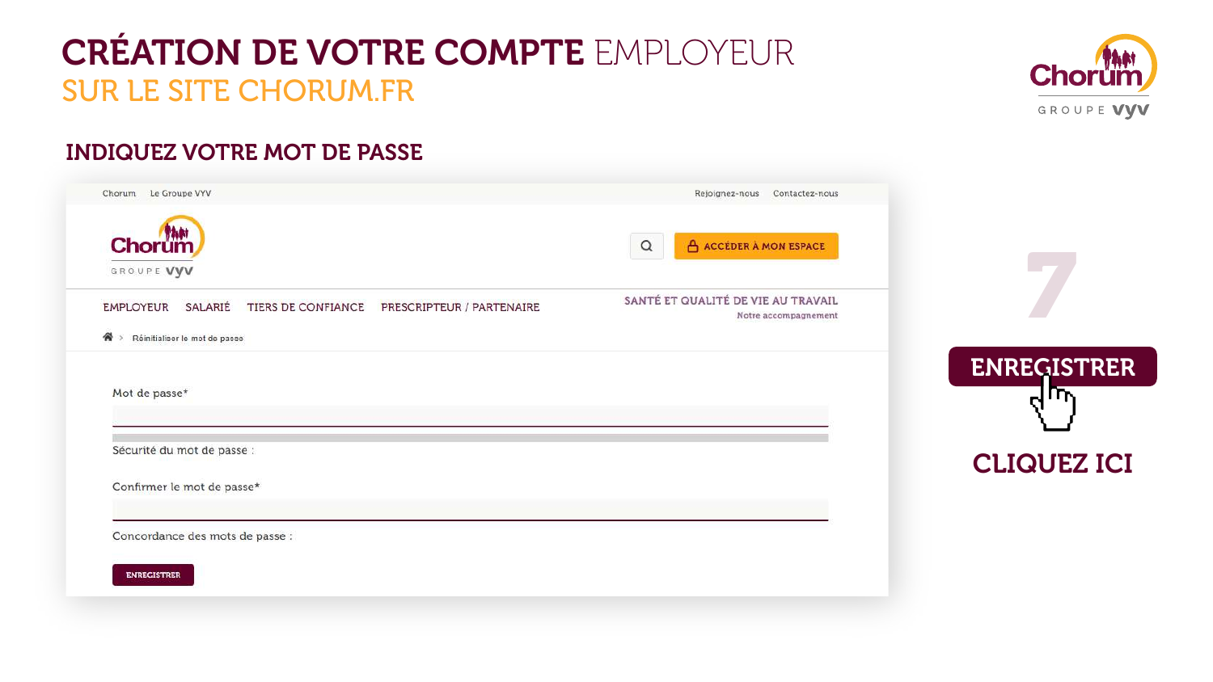# CRÉATION DE VOTRE COMPTE EMPLOYEUR

## SUR LE SITE CHORUM.FR

### INDIQUEZ VOTRE MOT DE PASSE

Chorum Le Groupe VYV Rejoignez-nous Contactez-nous

ACCÉDER À MON ESPACE

EMPLOYEUR SALARIÉ TIERS DE CONFIANCE PRESCRIPTEUR / PARTENAIRE SANTÉ ET QUALITÉ DE VIE AU TRAVAIL Notre accompagnement

Réinitialiser le mot de passe

Mot de passe*

Sécurité du mot de passe :

Confirmer le mot de passe*

Concordance des mots de passe :

ENREGISTRER

7

**ENREGISTRER**

**CLIQUEZ ICI**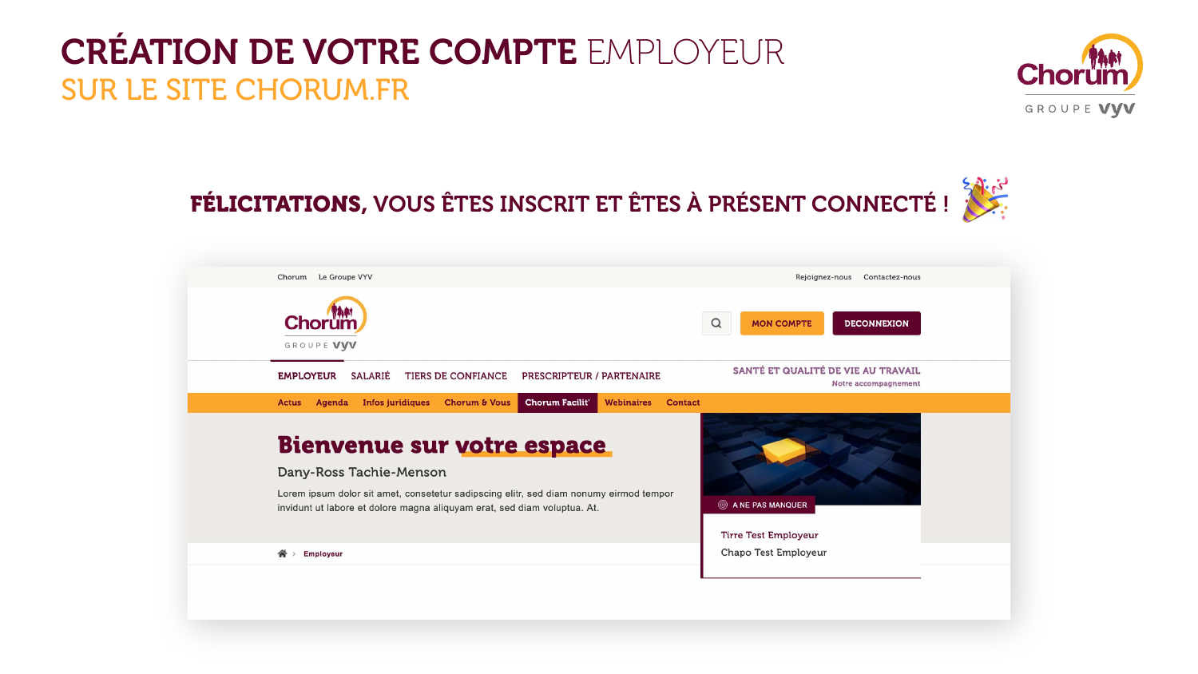# CRÉATION DE VOTRE COMPTE EMPLOYEUR

## SUR LE SITE CHORUM.FR

### FÉLICITATIONS, VOUS ÊTES INSCRIT ET ÊTES À PRÉSENT CONNECTÉ !

Chorum Le Groupe VYV Rejoignez-nous Contactez-nous

MON COMPTE DECONNEXION

EMPLOYEUR SALARIÉ TIERS DE CONFIANCE PRESCRIPTEUR / PARTENAIRE SANTÉ ET QUALITÉ DE VIE AU TRAVAIL Notre accompagnement

Actus Agenda Infos juridiques Chorum & Vous Chorum Facilit' Webinaires Contact

**Bienvenue sur votre espace**

Dany-Ross Tachie-Menson

Lorem ipsum dolor sit amet, consetetur sadipscing elitr, sed diam nonumy eirmod tempor invidunt ut labore et dolore magna aliquyam erat, sed diam voluptua. At.

A NE PAS MANQUER

Tirre Test Employeur

Chapo Test Employeur

Employeur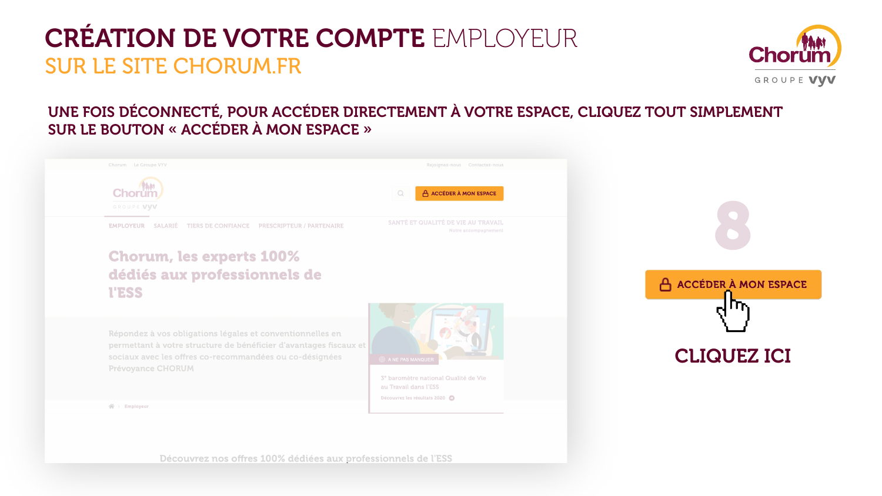# CRÉATION DE VOTRE COMPTE EMPLOYEUR

## SUR LE SITE CHORUM.FR

### UNE FOIS DÉCONNECTÉ, POUR ACCÉDER DIRECTEMENT À VOTRE ESPACE, CLIQUEZ TOUT SIMPLEMENT SUR LE BOUTON « ACCÉDER À MON ESPACE »

8

ACCÉDER À MON ESPACE

CLIQUEZ ICI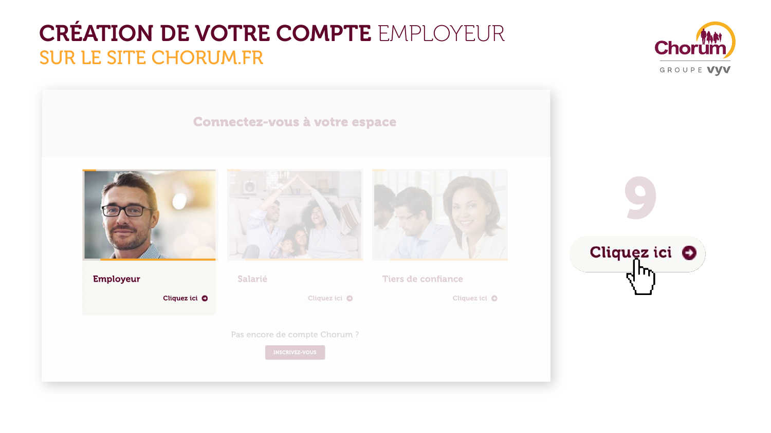# CRÉATION DE VOTRE COMPTE EMPLOYEUR

## SUR LE SITE CHORUM.FR

Connectez-vous à votre espace

**Employeur**

Cliquez ici

Salarié

Cliquez ici

Tiers de confiance

Cliquez ici

Pas encore de compte Chorum ?

INSCRIVEZ-VOUS

9

**Cliquez ici**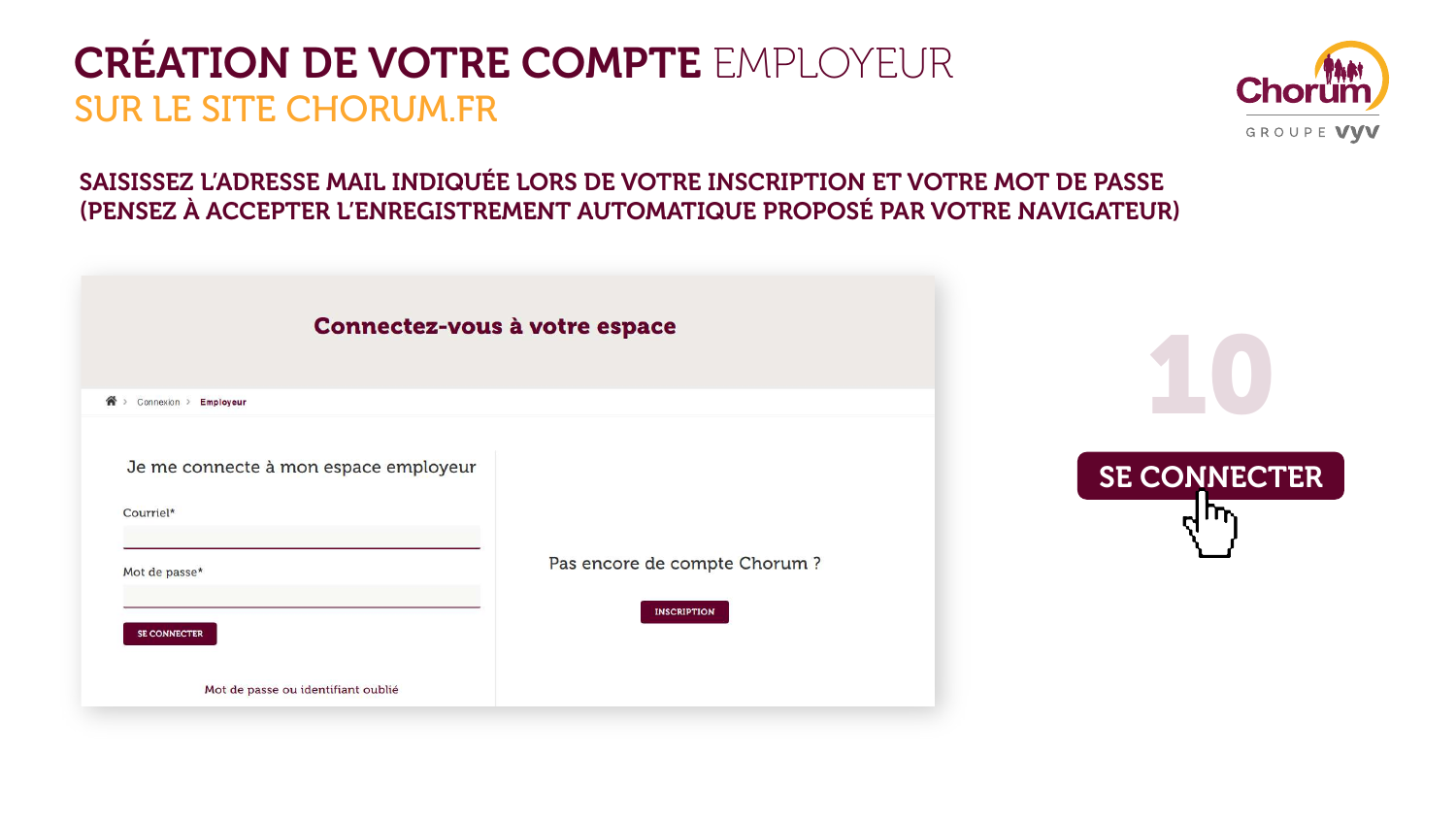# CRÉATION DE VOTRE COMPTE EMPLOYEUR
## SUR LE SITE CHORUM.FR

**SAISISSEZ L'ADRESSE MAIL INDIQUÉE LORS DE VOTRE INSCRIPTION ET VOTRE MOT DE PASSE (PENSEZ À ACCEPTER L'ENREGISTREMENT AUTOMATIQUE PROPOSÉ PAR VOTRE NAVIGATEUR)**

### Connectez-vous à votre espace

Connexion > Employeur

Je me connecte à mon espace employeur

Courriel*

Mot de passe*

SE CONNECTER

Mot de passe ou identifiant oublié

Pas encore de compte Chorum ?

INSCRIPTION

10

**SE CONNECTER**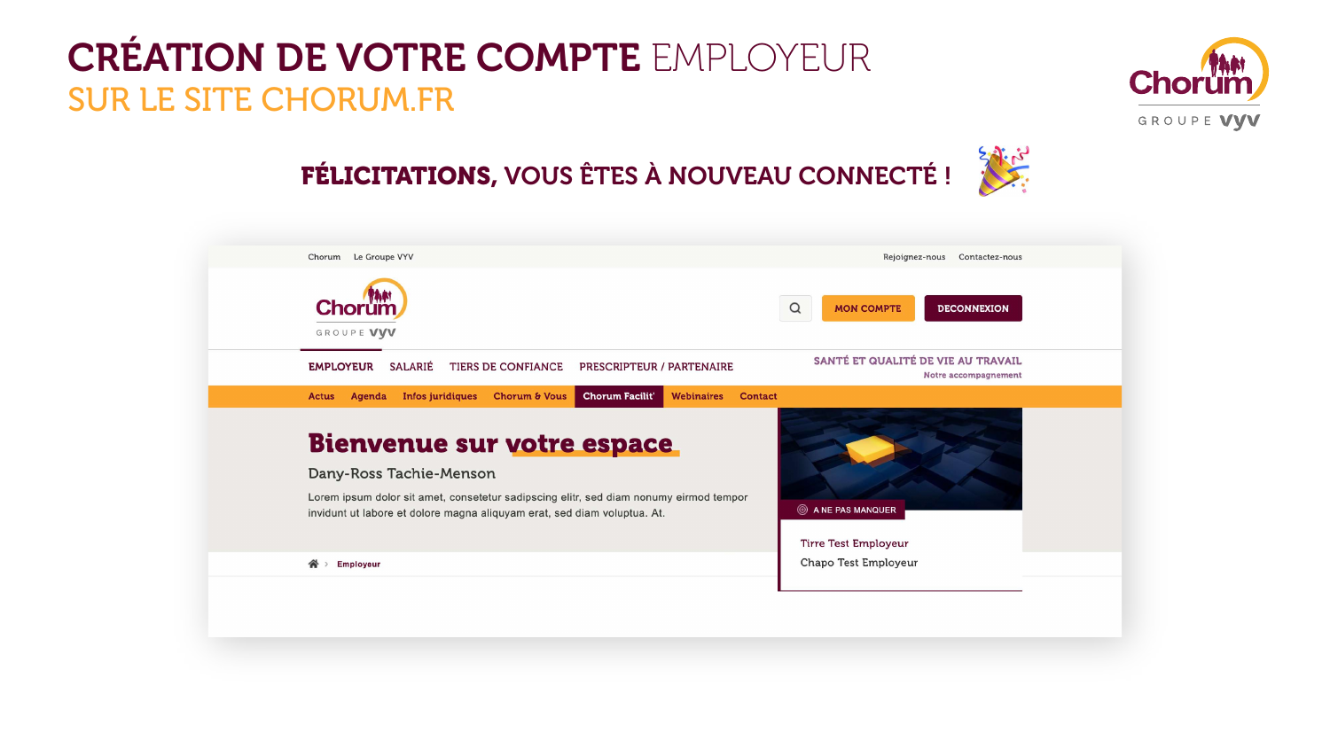# CRÉATION DE VOTRE COMPTE EMPLOYEUR

## SUR LE SITE CHORUM.FR

**FÉLICITATIONS,** VOUS ÊTES À NOUVEAU CONNECTÉ !

Chorum Le Groupe VYV Rejoignez-nous Contactez-nous

MON COMPTE DECONNEXION

EMPLOYEUR SALARIÉ TIERS DE CONFIANCE PRESCRIPTEUR / PARTENAIRE

SANTÉ ET QUALITÉ DE VIE AU TRAVAIL
Notre accompagnement

Actus Agenda Infos juridiques Chorum & Vous Chorum Facilit' Webinaires Contact

**Bienvenue sur votre espace**

Dany-Ross Tachie-Menson

Lorem ipsum dolor sit amet, consetetur sadipscing elitr, sed diam nonumy eirmod tempor invidunt ut labore et dolore magna aliquyam erat, sed diam voluptua. At.

A NE PAS MANQUER

Tirre Test Employeur

Chapo Test Employeur

Employeur